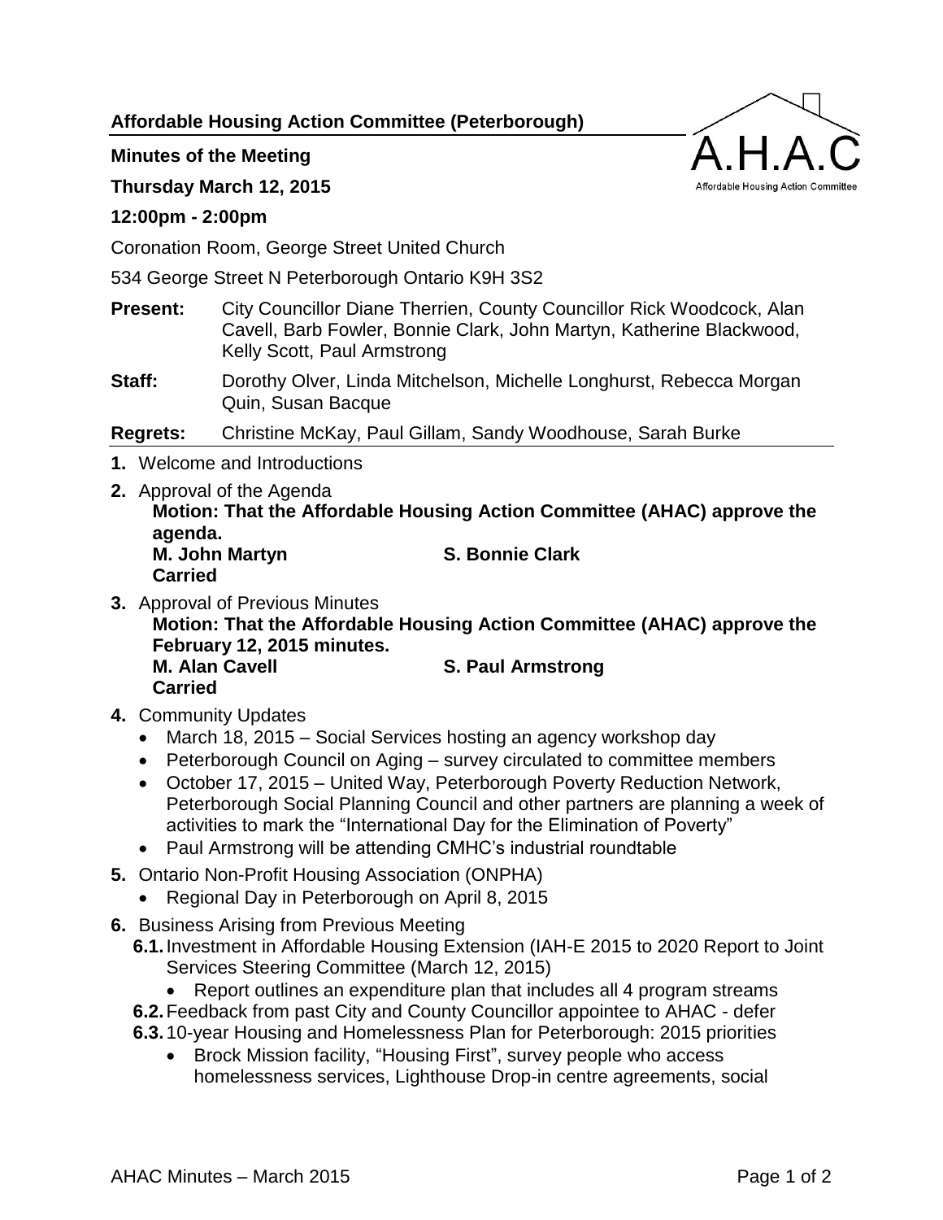**Affordable Housing Action Committee (Peterborough)**

**Minutes of the Meeting**

**Thursday March 12, 2015**

**12:00pm - 2:00pm**

Coronation Room, George Street United Church

534 George Street N Peterborough Ontario K9H 3S2

**Present:** City Councillor Diane Therrien, County Councillor Rick Woodcock, Alan Cavell, Barb Fowler, Bonnie Clark, John Martyn, Katherine Blackwood, Kelly Scott, Paul Armstrong

**Staff:** Dorothy Olver, Linda Mitchelson, Michelle Longhurst, Rebecca Morgan Quin, Susan Bacque

**Regrets:** Christine McKay, Paul Gillam, Sandy Woodhouse, Sarah Burke

1. Welcome and Introductions
2. Approval of the Agenda
   **Motion: That the Affordable Housing Action Committee (AHAC) approve the agenda.**
   **M. John Martyn S. Bonnie Clark**
   **Carried**
3. Approval of Previous Minutes
   **Motion: That the Affordable Housing Action Committee (AHAC) approve the February 12, 2015 minutes.**
   **M. Alan Cavell S. Paul Armstrong**
   **Carried**
4. Community Updates
   - March 18, 2015 – Social Services hosting an agency workshop day
   - Peterborough Council on Aging – survey circulated to committee members
   - October 17, 2015 – United Way, Peterborough Poverty Reduction Network, Peterborough Social Planning Council and other partners are planning a week of activities to mark the "International Day for the Elimination of Poverty"
   - Paul Armstrong will be attending CMHC's industrial roundtable
5. Ontario Non-Profit Housing Association (ONPHA)
   - Regional Day in Peterborough on April 8, 2015
6. Business Arising from Previous Meeting
   - **6.1.** Investment in Affordable Housing Extension (IAH-E 2015 to 2020 Report to Joint Services Steering Committee (March 12, 2015)
     - Report outlines an expenditure plan that includes all 4 program streams
   - **6.2.** Feedback from past City and County Councillor appointee to AHAC - defer
   - **6.3.** 10-year Housing and Homelessness Plan for Peterborough: 2015 priorities
     - Brock Mission facility, "Housing First", survey people who access homelessness services, Lighthouse Drop-in centre agreements, social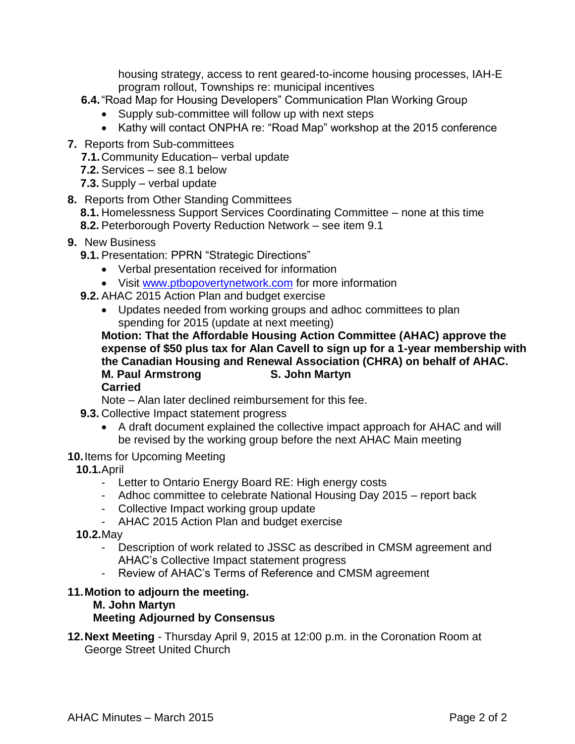housing strategy, access to rent geared-to-income housing processes, IAH-E program rollout, Townships re: municipal incentives

**6.4.** "Road Map for Housing Developers" Communication Plan Working Group

- Supply sub-committee will follow up with next steps
- Kathy will contact ONPHA re: "Road Map" workshop at the 2015 conference

**7.** Reports from Sub-committees

**7.1.** Community Education– verbal update

**7.2.** Services – see 8.1 below

**7.3.** Supply – verbal update

**8.** Reports from Other Standing Committees

**8.1.** Homelessness Support Services Coordinating Committee – none at this time

**8.2.** Peterborough Poverty Reduction Network – see item 9.1

**9.** New Business

**9.1.** Presentation: PPRN "Strategic Directions"

- Verbal presentation received for information
- Visit www.ptbopovertynetwork.com for more information

**9.2.** AHAC 2015 Action Plan and budget exercise

- Updates needed from working groups and adhoc committees to plan spending for 2015 (update at next meeting)

**Motion: That the Affordable Housing Action Committee (AHAC) approve the expense of $50 plus tax for Alan Cavell to sign up for a 1-year membership with the Canadian Housing and Renewal Association (CHRA) on behalf of AHAC.**

**M. Paul Armstrong S. John Martyn**

**Carried**

Note – Alan later declined reimbursement for this fee.

**9.3.** Collective Impact statement progress

- A draft document explained the collective impact approach for AHAC and will be revised by the working group before the next AHAC Main meeting

**10.** Items for Upcoming Meeting

**10.1.** April

- Letter to Ontario Energy Board RE: High energy costs
- Adhoc committee to celebrate National Housing Day 2015 – report back
- Collective Impact working group update
- AHAC 2015 Action Plan and budget exercise

**10.2.** May

- Description of work related to JSSC as described in CMSM agreement and AHAC's Collective Impact statement progress
- Review of AHAC's Terms of Reference and CMSM agreement

**11. Motion to adjourn the meeting.**

**M. John Martyn**

**Meeting Adjourned by Consensus**

**12. Next Meeting** - Thursday April 9, 2015 at 12:00 p.m. in the Coronation Room at George Street United Church